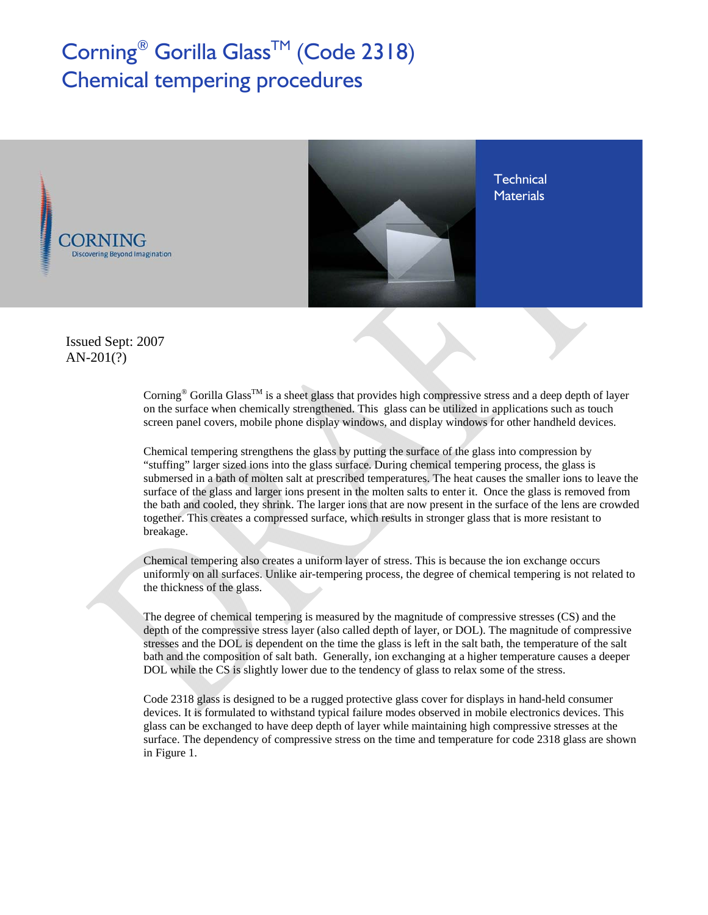# Corning® Gorilla Glass™ (Code 2318) Chemical tempering procedures

Technical Materials

CORNING
Discovering Beyond Imagination

Issued Sept: 2007
AN-201(?)

Corning® Gorilla Glass™ is a sheet glass that provides high compressive stress and a deep depth of layer on the surface when chemically strengthened. This glass can be utilized in applications such as touch screen panel covers, mobile phone display windows, and display windows for other handheld devices.

Chemical tempering strengthens the glass by putting the surface of the glass into compression by "stuffing" larger sized ions into the glass surface. During chemical tempering process, the glass is submersed in a bath of molten salt at prescribed temperatures. The heat causes the smaller ions to leave the surface of the glass and larger ions present in the molten salts to enter it. Once the glass is removed from the bath and cooled, they shrink. The larger ions that are now present in the surface of the lens are crowded together. This creates a compressed surface, which results in stronger glass that is more resistant to breakage.

Chemical tempering also creates a uniform layer of stress. This is because the ion exchange occurs uniformly on all surfaces. Unlike air-tempering process, the degree of chemical tempering is not related to the thickness of the glass.

The degree of chemical tempering is measured by the magnitude of compressive stresses (CS) and the depth of the compressive stress layer (also called depth of layer, or DOL). The magnitude of compressive stresses and the DOL is dependent on the time the glass is left in the salt bath, the temperature of the salt bath and the composition of salt bath. Generally, ion exchanging at a higher temperature causes a deeper DOL while the CS is slightly lower due to the tendency of glass to relax some of the stress.

Code 2318 glass is designed to be a rugged protective glass cover for displays in hand-held consumer devices. It is formulated to withstand typical failure modes observed in mobile electronics devices. This glass can be exchanged to have deep depth of layer while maintaining high compressive stresses at the surface. The dependency of compressive stress on the time and temperature for code 2318 glass are shown in Figure 1.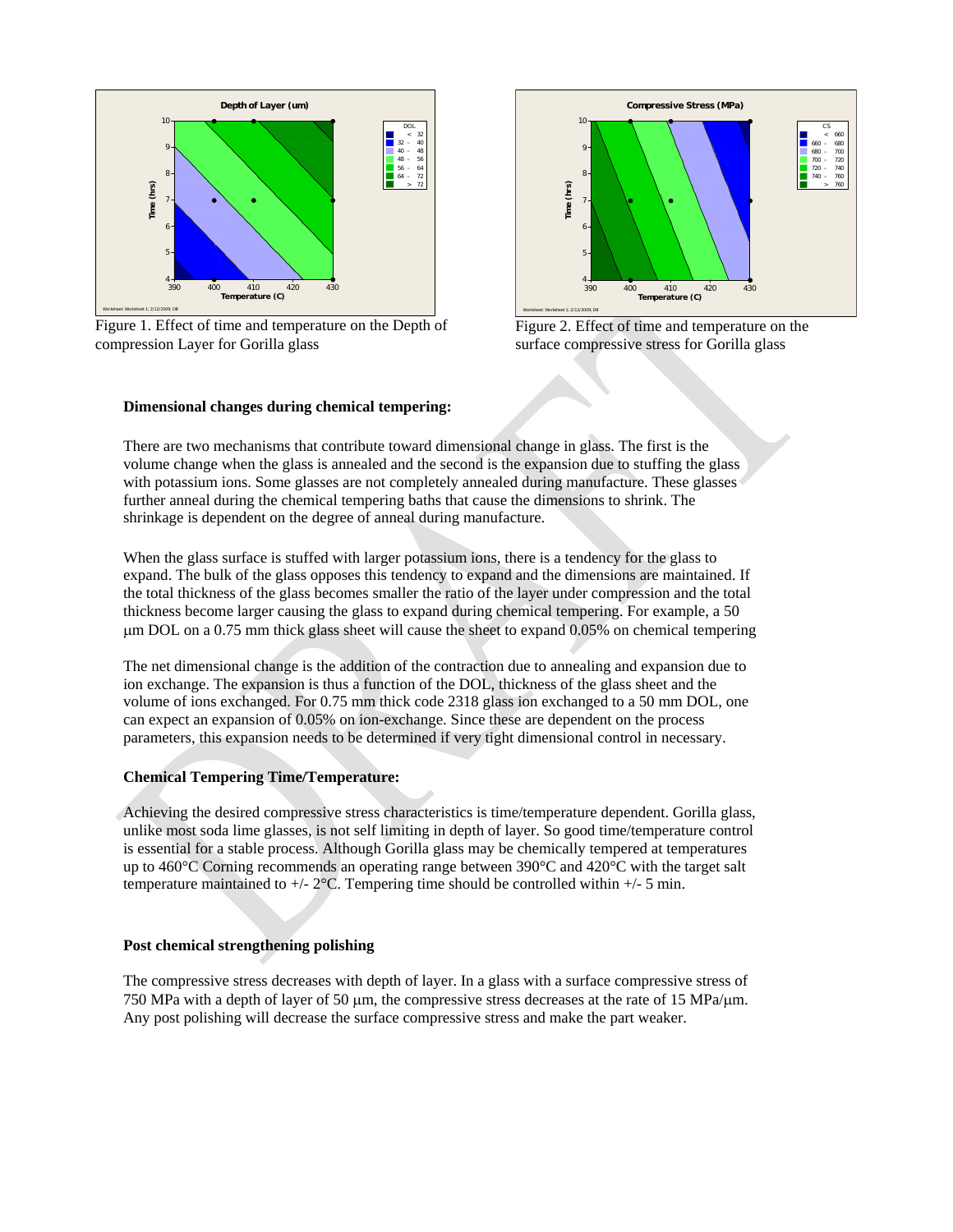Figure 1. Effect of time and temperature on the Depth of compression Layer for Gorilla glass

Figure 2. Effect of time and temperature on the surface compressive stress for Gorilla glass

**Dimensional changes during chemical tempering:**

There are two mechanisms that contribute toward dimensional change in glass. The first is the volume change when the glass is annealed and the second is the expansion due to stuffing the glass with potassium ions. Some glasses are not completely annealed during manufacture. These glasses further anneal during the chemical tempering baths that cause the dimensions to shrink. The shrinkage is dependent on the degree of anneal during manufacture.

When the glass surface is stuffed with larger potassium ions, there is a tendency for the glass to expand. The bulk of the glass opposes this tendency to expand and the dimensions are maintained. If the total thickness of the glass becomes smaller the ratio of the layer under compression and the total thickness become larger causing the glass to expand during chemical tempering. For example, a 50 μm DOL on a 0.75 mm thick glass sheet will cause the sheet to expand 0.05% on chemical tempering

The net dimensional change is the addition of the contraction due to annealing and expansion due to ion exchange. The expansion is thus a function of the DOL, thickness of the glass sheet and the volume of ions exchanged. For 0.75 mm thick code 2318 glass ion exchanged to a 50 mm DOL, one can expect an expansion of 0.05% on ion-exchange. Since these are dependent on the process parameters, this expansion needs to be determined if very tight dimensional control in necessary.

**Chemical Tempering Time/Temperature:**

Achieving the desired compressive stress characteristics is time/temperature dependent. Gorilla glass, unlike most soda lime glasses, is not self limiting in depth of layer. So good time/temperature control is essential for a stable process. Although Gorilla glass may be chemically tempered at temperatures up to 460°C Corning recommends an operating range between 390°C and 420°C with the target salt temperature maintained to +/- 2°C. Tempering time should be controlled within +/- 5 min.

**Post chemical strengthening polishing**

The compressive stress decreases with depth of layer. In a glass with a surface compressive stress of 750 MPa with a depth of layer of 50 μm, the compressive stress decreases at the rate of 15 MPa/μm. Any post polishing will decrease the surface compressive stress and make the part weaker.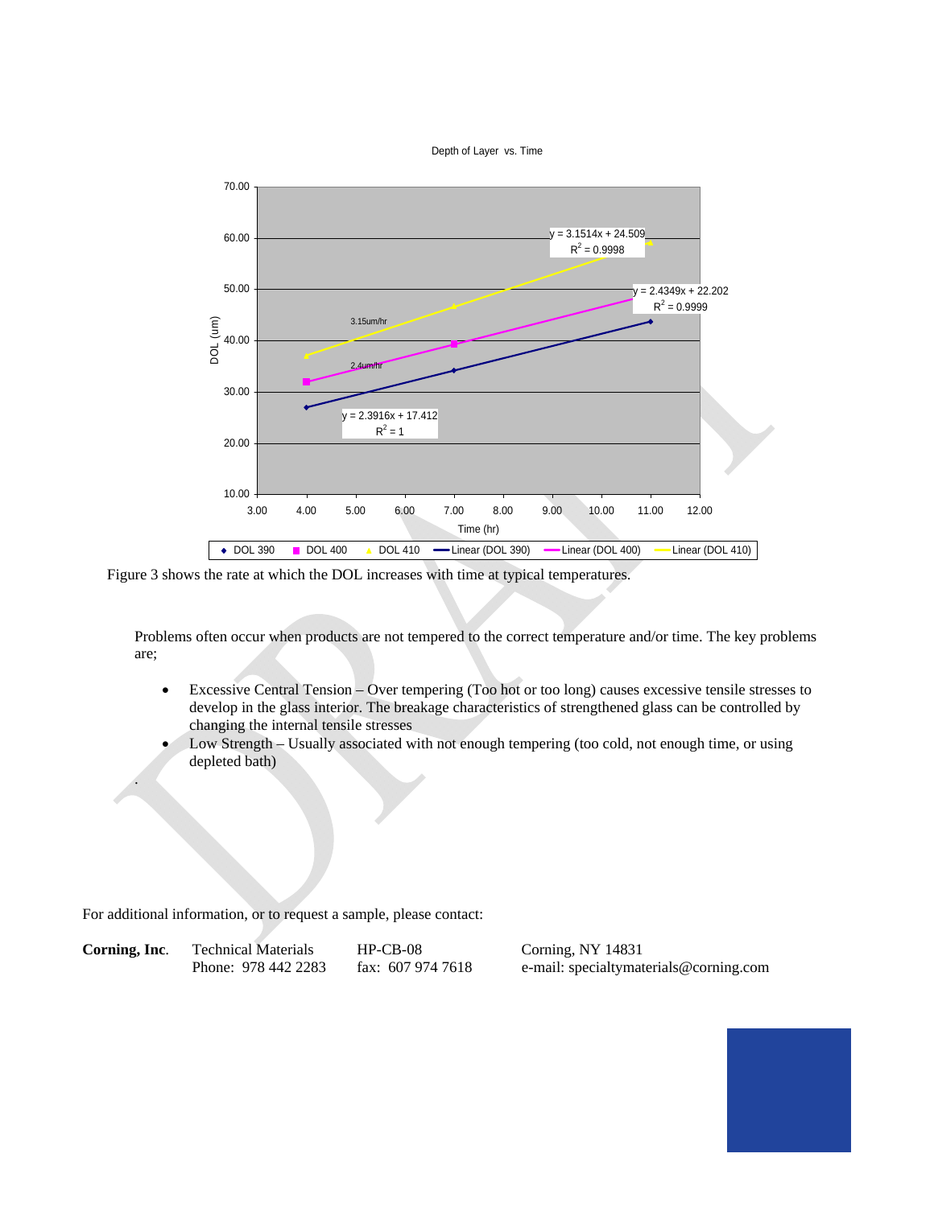Depth of Layer vs. Time

70.00
60.00
50.00
40.00
30.00
20.00
10.00

DOL (um)

3.00 4.00 5.00 6.00 7.00 8.00 9.00 10.00 11.00 12.00

Time (hr)

$y = 3.1514x + 24.509$
$R^2 = 0.9998$

$y = 2.4349x + 22.202$
$R^2 = 0.9999$

3.15um/hr

2.4um/hr

$y = 2.3916x + 17.412$
$R^2 = 1$

DOL 390   DOL 400   DOL 410   Linear (DOL 390)   Linear (DOL 400)   Linear (DOL 410)

Figure 3 shows the rate at which the DOL increases with time at typical temperatures.

Problems often occur when products are not tempered to the correct temperature and/or time. The key problems are;

- Excessive Central Tension – Over tempering (Too hot or too long) causes excessive tensile stresses to develop in the glass interior. The breakage characteristics of strengthened glass can be controlled by changing the internal tensile stresses
- Low Strength – Usually associated with not enough tempering (too cold, not enough time, or using depleted bath)

.

For additional information, or to request a sample, please contact:

| | | | |
|---|---|---|---|
| **Corning, Inc.** | Technical Materials | HP-CB-08 | Corning, NY 14831 |
| | Phone: 978 442 2283 | fax: 607 974 7618 | e-mail: specialtymaterials@corning.com |